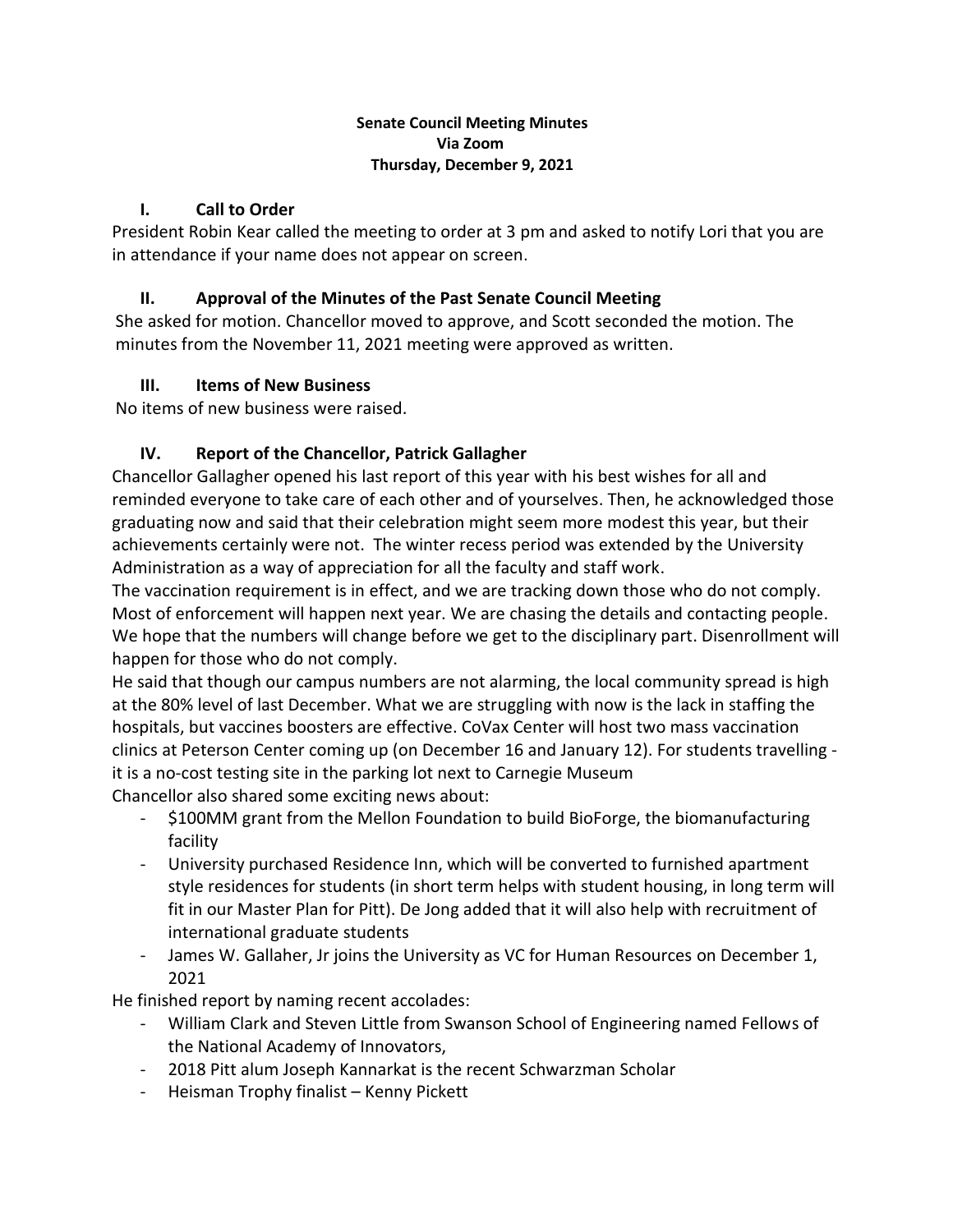**Senate Council Meeting Minutes**
**Via Zoom**
**Thursday, December 9, 2021**

## I. Call to Order

President Robin Kear called the meeting to order at 3 pm and asked to notify Lori that you are in attendance if your name does not appear on screen.

## II. Approval of the Minutes of the Past Senate Council Meeting

She asked for motion. Chancellor moved to approve, and Scott seconded the motion. The minutes from the November 11, 2021 meeting were approved as written.

## III. Items of New Business

No items of new business were raised.

## IV. Report of the Chancellor, Patrick Gallagher

Chancellor Gallagher opened his last report of this year with his best wishes for all and reminded everyone to take care of each other and of yourselves. Then, he acknowledged those graduating now and said that their celebration might seem more modest this year, but their achievements certainly were not. The winter recess period was extended by the University Administration as a way of appreciation for all the faculty and staff work.

The vaccination requirement is in effect, and we are tracking down those who do not comply. Most of enforcement will happen next year. We are chasing the details and contacting people. We hope that the numbers will change before we get to the disciplinary part. Disenrollment will happen for those who do not comply.

He said that though our campus numbers are not alarming, the local community spread is high at the 80% level of last December. What we are struggling with now is the lack in staffing the hospitals, but vaccines boosters are effective. CoVax Center will host two mass vaccination clinics at Peterson Center coming up (on December 16 and January 12). For students travelling - it is a no-cost testing site in the parking lot next to Carnegie Museum

Chancellor also shared some exciting news about:

- $100MM grant from the Mellon Foundation to build BioForge, the biomanufacturing facility
- University purchased Residence Inn, which will be converted to furnished apartment style residences for students (in short term helps with student housing, in long term will fit in our Master Plan for Pitt). De Jong added that it will also help with recruitment of international graduate students
- James W. Gallaher, Jr joins the University as VC for Human Resources on December 1, 2021

He finished report by naming recent accolades:

- William Clark and Steven Little from Swanson School of Engineering named Fellows of the National Academy of Innovators,
- 2018 Pitt alum Joseph Kannarkat is the recent Schwarzman Scholar
- Heisman Trophy finalist – Kenny Pickett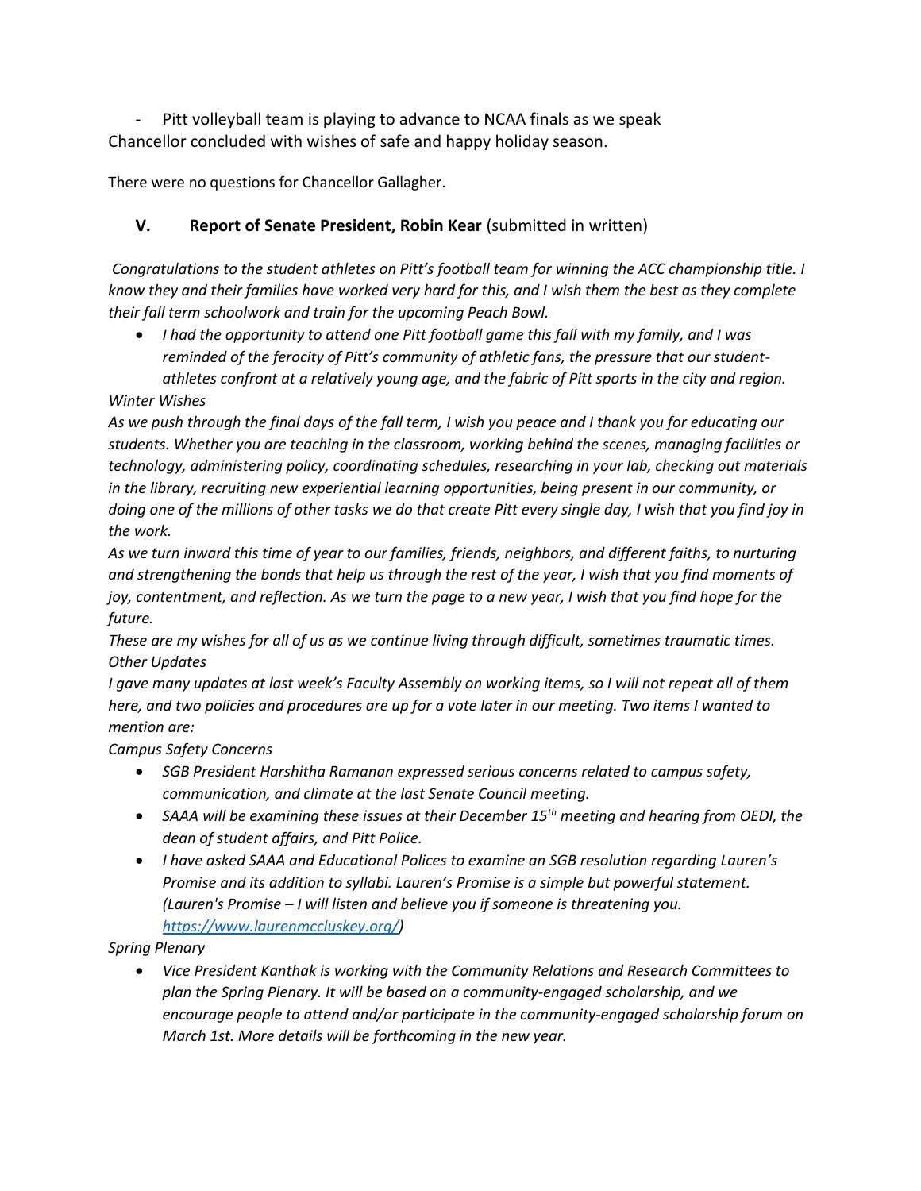- Pitt volleyball team is playing to advance to NCAA finals as we speak

Chancellor concluded with wishes of safe and happy holiday season.

There were no questions for Chancellor Gallagher.

## V. **Report of Senate President, Robin Kear** (submitted in written)

*Congratulations to the student athletes on Pitt's football team for winning the ACC championship title. I know they and their families have worked very hard for this, and I wish them the best as they complete their fall term schoolwork and train for the upcoming Peach Bowl.*

- *I had the opportunity to attend one Pitt football game this fall with my family, and I was reminded of the ferocity of Pitt's community of athletic fans, the pressure that our student-athletes confront at a relatively young age, and the fabric of Pitt sports in the city and region.*

*Winter Wishes*

*As we push through the final days of the fall term, I wish you peace and I thank you for educating our students. Whether you are teaching in the classroom, working behind the scenes, managing facilities or technology, administering policy, coordinating schedules, researching in your lab, checking out materials in the library, recruiting new experiential learning opportunities, being present in our community, or doing one of the millions of other tasks we do that create Pitt every single day, I wish that you find joy in the work.*

*As we turn inward this time of year to our families, friends, neighbors, and different faiths, to nurturing and strengthening the bonds that help us through the rest of the year, I wish that you find moments of joy, contentment, and reflection. As we turn the page to a new year, I wish that you find hope for the future.*

*These are my wishes for all of us as we continue living through difficult, sometimes traumatic times.*

*Other Updates*

*I gave many updates at last week's Faculty Assembly on working items, so I will not repeat all of them here, and two policies and procedures are up for a vote later in our meeting. Two items I wanted to mention are:*

*Campus Safety Concerns*

- *SGB President Harshitha Ramanan expressed serious concerns related to campus safety, communication, and climate at the last Senate Council meeting.*
- *SAAA will be examining these issues at their December 15th meeting and hearing from OEDI, the dean of student affairs, and Pitt Police.*
- *I have asked SAAA and Educational Polices to examine an SGB resolution regarding Lauren's Promise and its addition to syllabi. Lauren's Promise is a simple but powerful statement. (Lauren's Promise – I will listen and believe you if someone is threatening you. [https://www.laurenmccluskey.org/](https://www.laurenmccluskey.org/))*

*Spring Plenary*

- *Vice President Kanthak is working with the Community Relations and Research Committees to plan the Spring Plenary. It will be based on a community-engaged scholarship, and we encourage people to attend and/or participate in the community-engaged scholarship forum on March 1st. More details will be forthcoming in the new year.*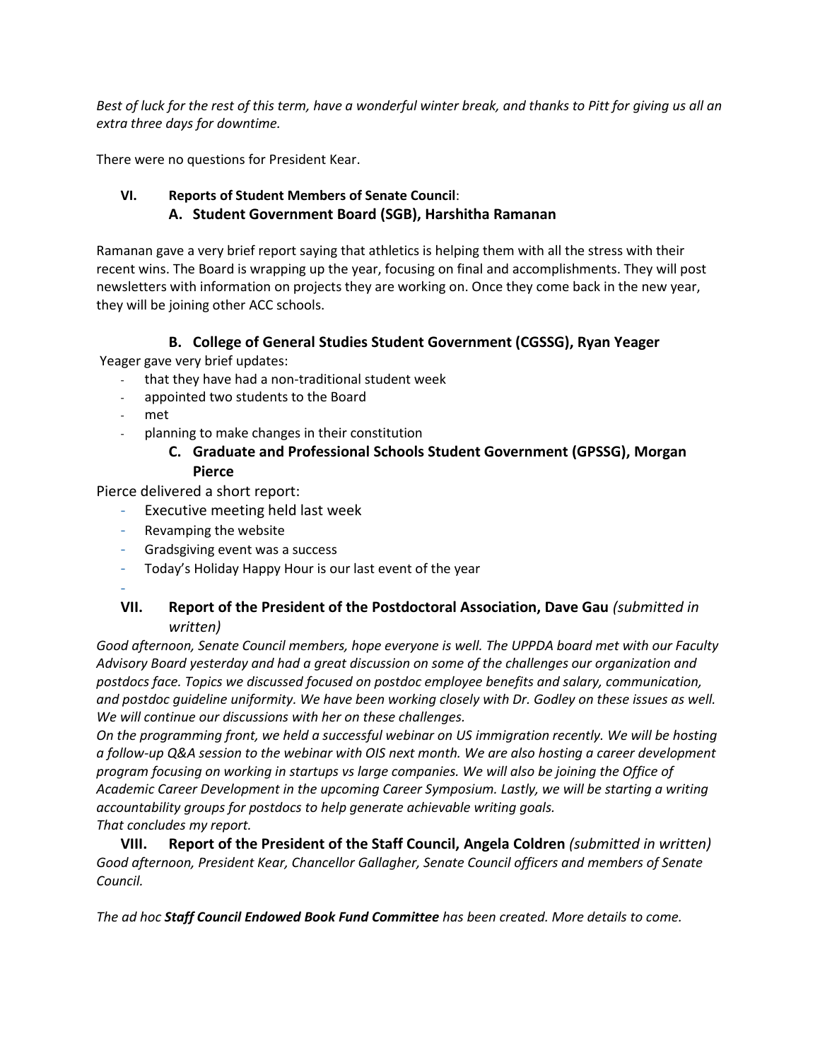*Best of luck for the rest of this term, have a wonderful winter break, and thanks to Pitt for giving us all an extra three days for downtime.*

There were no questions for President Kear.

## VI. Reports of Student Members of Senate Council:

### A. Student Government Board (SGB), Harshitha Ramanan

Ramanan gave a very brief report saying that athletics is helping them with all the stress with their recent wins. The Board is wrapping up the year, focusing on final and accomplishments. They will post newsletters with information on projects they are working on. Once they come back in the new year, they will be joining other ACC schools.

### B. College of General Studies Student Government (CGSSG), Ryan Yeager

Yeager gave very brief updates:

- that they have had a non-traditional student week
- appointed two students to the Board
- met
- planning to make changes in their constitution

### C. Graduate and Professional Schools Student Government (GPSSG), Morgan Pierce

Pierce delivered a short report:

- Executive meeting held last week
- Revamping the website
- Gradsgiving event was a success
- Today's Holiday Happy Hour is our last event of the year

## VII. Report of the President of the Postdoctoral Association, Dave Gau *(submitted in written)*

*Good afternoon, Senate Council members, hope everyone is well. The UPPDA board met with our Faculty Advisory Board yesterday and had a great discussion on some of the challenges our organization and postdocs face. Topics we discussed focused on postdoc employee benefits and salary, communication, and postdoc guideline uniformity. We have been working closely with Dr. Godley on these issues as well. We will continue our discussions with her on these challenges.*

*On the programming front, we held a successful webinar on US immigration recently. We will be hosting a follow-up Q&A session to the webinar with OIS next month. We are also hosting a career development program focusing on working in startups vs large companies. We will also be joining the Office of Academic Career Development in the upcoming Career Symposium. Lastly, we will be starting a writing accountability groups for postdocs to help generate achievable writing goals.*

*That concludes my report.*

## VIII. Report of the President of the Staff Council, Angela Coldren *(submitted in written)*

*Good afternoon, President Kear, Chancellor Gallagher, Senate Council officers and members of Senate Council.*

*The ad hoc **Staff Council Endowed Book Fund Committee** has been created. More details to come.*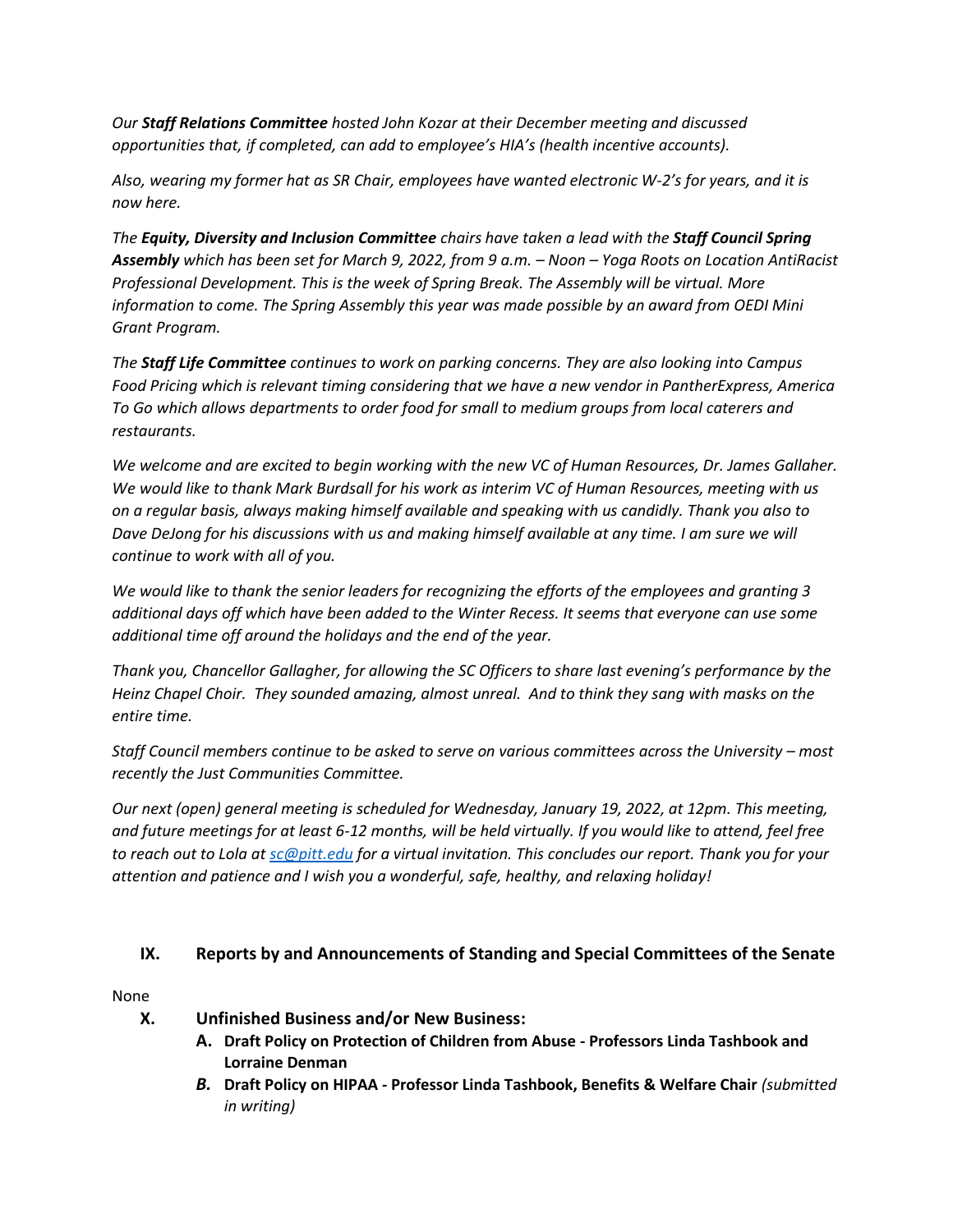*Our **Staff Relations Committee** hosted John Kozar at their December meeting and discussed opportunities that, if completed, can add to employee's HIA's (health incentive accounts).*

*Also, wearing my former hat as SR Chair, employees have wanted electronic W-2's for years, and it is now here.*

*The **Equity, Diversity and Inclusion Committee** chairs have taken a lead with the **Staff Council Spring Assembly** which has been set for March 9, 2022, from 9 a.m. – Noon – Yoga Roots on Location AntiRacist Professional Development. This is the week of Spring Break. The Assembly will be virtual. More information to come. The Spring Assembly this year was made possible by an award from OEDI Mini Grant Program.*

*The **Staff Life Committee** continues to work on parking concerns. They are also looking into Campus Food Pricing which is relevant timing considering that we have a new vendor in PantherExpress, America To Go which allows departments to order food for small to medium groups from local caterers and restaurants.*

*We welcome and are excited to begin working with the new VC of Human Resources, Dr. James Gallaher. We would like to thank Mark Burdsall for his work as interim VC of Human Resources, meeting with us on a regular basis, always making himself available and speaking with us candidly. Thank you also to Dave DeJong for his discussions with us and making himself available at any time. I am sure we will continue to work with all of you.*

*We would like to thank the senior leaders for recognizing the efforts of the employees and granting 3 additional days off which have been added to the Winter Recess. It seems that everyone can use some additional time off around the holidays and the end of the year.*

*Thank you, Chancellor Gallagher, for allowing the SC Officers to share last evening's performance by the Heinz Chapel Choir. They sounded amazing, almost unreal. And to think they sang with masks on the entire time.*

*Staff Council members continue to be asked to serve on various committees across the University – most recently the Just Communities Committee.*

*Our next (open) general meeting is scheduled for Wednesday, January 19, 2022, at 12pm. This meeting, and future meetings for at least 6-12 months, will be held virtually. If you would like to attend, feel free to reach out to Lola at [sc@pitt.edu](mailto:sc@pitt.edu) for a virtual invitation. This concludes our report. Thank you for your attention and patience and I wish you a wonderful, safe, healthy, and relaxing holiday!*

## IX. Reports by and Announcements of Standing and Special Committees of the Senate

None

## X. Unfinished Business and/or New Business:

**A. Draft Policy on Protection of Children from Abuse - Professors Linda Tashbook and Lorraine Denman**

***B.*** **Draft Policy on HIPAA - Professor Linda Tashbook, Benefits & Welfare Chair** *(submitted in writing)*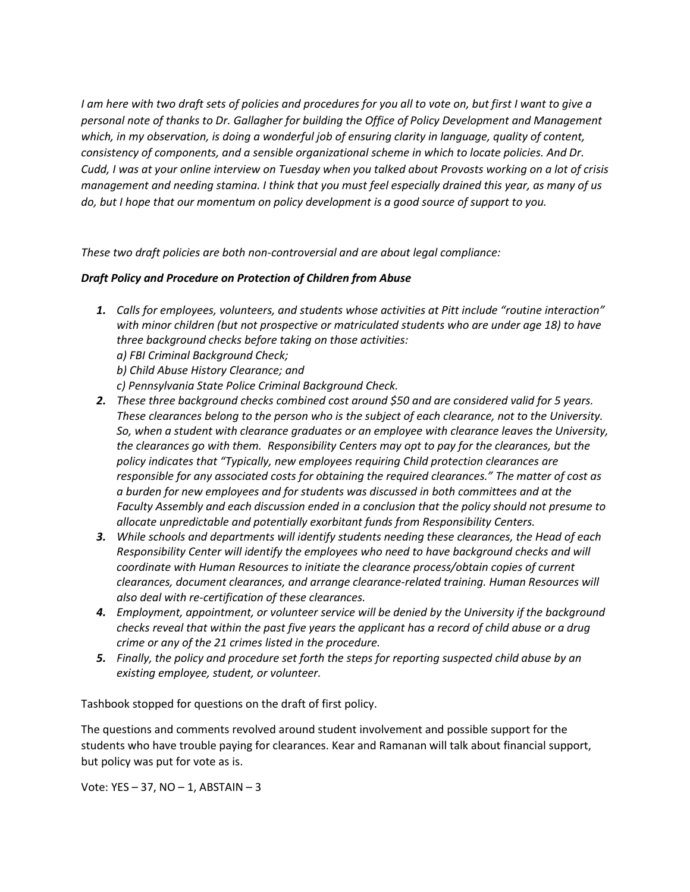*I am here with two draft sets of policies and procedures for you all to vote on, but first I want to give a personal note of thanks to Dr. Gallagher for building the Office of Policy Development and Management which, in my observation, is doing a wonderful job of ensuring clarity in language, quality of content, consistency of components, and a sensible organizational scheme in which to locate policies. And Dr. Cudd, I was at your online interview on Tuesday when you talked about Provosts working on a lot of crisis management and needing stamina. I think that you must feel especially drained this year, as many of us do, but I hope that our momentum on policy development is a good source of support to you.*

*These two draft policies are both non-controversial and are about legal compliance:*

***Draft Policy and Procedure on Protection of Children from Abuse***

1. *Calls for employees, volunteers, and students whose activities at Pitt include "routine interaction" with minor children (but not prospective or matriculated students who are under age 18) to have three background checks before taking on those activities:*
   *a) FBI Criminal Background Check;*
   *b) Child Abuse History Clearance; and*
   *c) Pennsylvania State Police Criminal Background Check.*
2. *These three background checks combined cost around $50 and are considered valid for 5 years. These clearances belong to the person who is the subject of each clearance, not to the University. So, when a student with clearance graduates or an employee with clearance leaves the University, the clearances go with them. Responsibility Centers may opt to pay for the clearances, but the policy indicates that "Typically, new employees requiring Child protection clearances are responsible for any associated costs for obtaining the required clearances." The matter of cost as a burden for new employees and for students was discussed in both committees and at the Faculty Assembly and each discussion ended in a conclusion that the policy should not presume to allocate unpredictable and potentially exorbitant funds from Responsibility Centers.*
3. *While schools and departments will identify students needing these clearances, the Head of each Responsibility Center will identify the employees who need to have background checks and will coordinate with Human Resources to initiate the clearance process/obtain copies of current clearances, document clearances, and arrange clearance-related training. Human Resources will also deal with re-certification of these clearances.*
4. *Employment, appointment, or volunteer service will be denied by the University if the background checks reveal that within the past five years the applicant has a record of child abuse or a drug crime or any of the 21 crimes listed in the procedure.*
5. *Finally, the policy and procedure set forth the steps for reporting suspected child abuse by an existing employee, student, or volunteer.*

Tashbook stopped for questions on the draft of first policy.

The questions and comments revolved around student involvement and possible support for the students who have trouble paying for clearances. Kear and Ramanan will talk about financial support, but policy was put for vote as is.

Vote: YES – 37, NO – 1, ABSTAIN – 3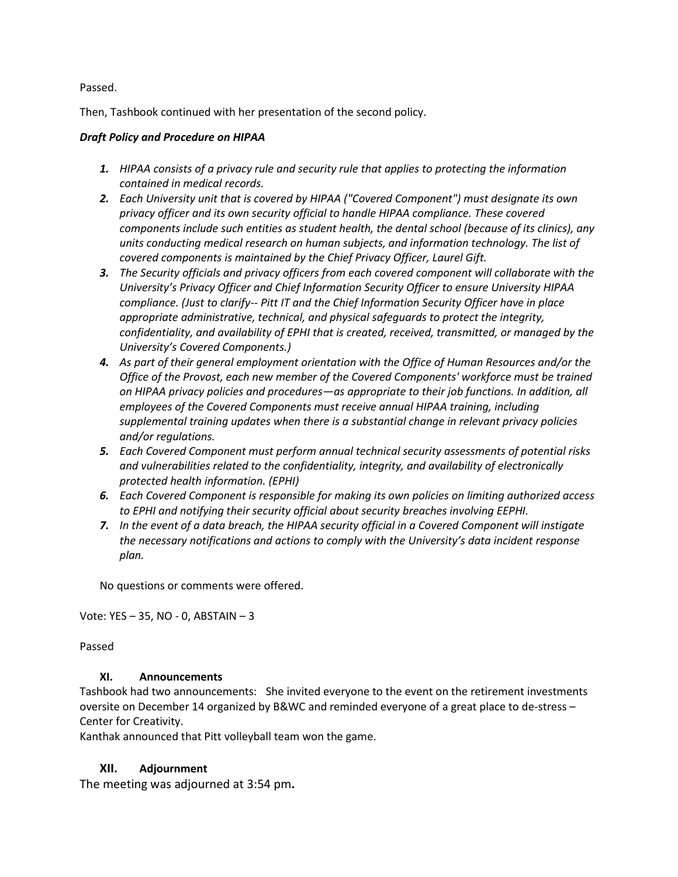Passed.

Then, Tashbook continued with her presentation of the second policy.

***Draft Policy and Procedure on HIPAA***

1. *HIPAA consists of a privacy rule and security rule that applies to protecting the information contained in medical records.*
2. *Each University unit that is covered by HIPAA ("Covered Component") must designate its own privacy officer and its own security official to handle HIPAA compliance. These covered components include such entities as student health, the dental school (because of its clinics), any units conducting medical research on human subjects, and information technology. The list of covered components is maintained by the Chief Privacy Officer, Laurel Gift.*
3. *The Security officials and privacy officers from each covered component will collaborate with the University's Privacy Officer and Chief Information Security Officer to ensure University HIPAA compliance. (Just to clarify-- Pitt IT and the Chief Information Security Officer have in place appropriate administrative, technical, and physical safeguards to protect the integrity, confidentiality, and availability of EPHI that is created, received, transmitted, or managed by the University's Covered Components.)*
4. *As part of their general employment orientation with the Office of Human Resources and/or the Office of the Provost, each new member of the Covered Components' workforce must be trained on HIPAA privacy policies and procedures—as appropriate to their job functions. In addition, all employees of the Covered Components must receive annual HIPAA training, including supplemental training updates when there is a substantial change in relevant privacy policies and/or regulations.*
5. *Each Covered Component must perform annual technical security assessments of potential risks and vulnerabilities related to the confidentiality, integrity, and availability of electronically protected health information. (EPHI)*
6. *Each Covered Component is responsible for making its own policies on limiting authorized access to EPHI and notifying their security official about security breaches involving EEPHI.*
7. *In the event of a data breach, the HIPAA security official in a Covered Component will instigate the necessary notifications and actions to comply with the University's data incident response plan.*

No questions or comments were offered.

Vote: YES – 35, NO - 0, ABSTAIN – 3

Passed

### XI. Announcements

Tashbook had two announcements: She invited everyone to the event on the retirement investments oversite on December 14 organized by B&WC and reminded everyone of a great place to de-stress – Center for Creativity.
Kanthak announced that Pitt volleyball team won the game.

### XII. Adjournment

The meeting was adjourned at 3:54 pm**.**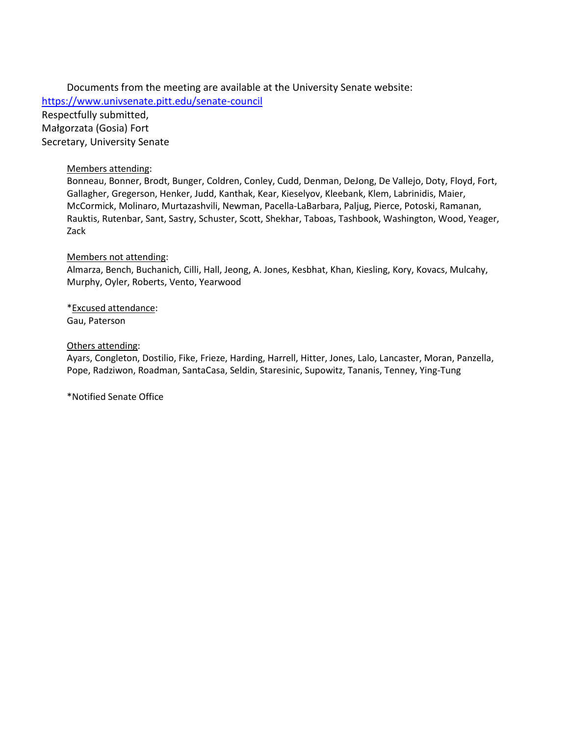Documents from the meeting are available at the University Senate website: https://www.univsenate.pitt.edu/senate-council

Respectfully submitted,
Małgorzata (Gosia) Fort
Secretary, University Senate

Members attending:
Bonneau, Bonner, Brodt, Bunger, Coldren, Conley, Cudd, Denman, DeJong, De Vallejo, Doty, Floyd, Fort, Gallagher, Gregerson, Henker, Judd, Kanthak, Kear, Kieselyov, Kleebank, Klem, Labrinidis, Maier, McCormick, Molinaro, Murtazashvili, Newman, Pacella-LaBarbara, Paljug, Pierce, Potoski, Ramanan, Rauktis, Rutenbar, Sant, Sastry, Schuster, Scott, Shekhar, Taboas, Tashbook, Washington, Wood, Yeager, Zack

Members not attending:
Almarza, Bench, Buchanich, Cilli, Hall, Jeong, A. Jones, Kesbhat, Khan, Kiesling, Kory, Kovacs, Mulcahy, Murphy, Oyler, Roberts, Vento, Yearwood

*Excused attendance:
Gau, Paterson

Others attending:
Ayars, Congleton, Dostilio, Fike, Frieze, Harding, Harrell, Hitter, Jones, Lalo, Lancaster, Moran, Panzella, Pope, Radziwon, Roadman, SantaCasa, Seldin, Staresinic, Supowitz, Tananis, Tenney, Ying-Tung

*Notified Senate Office